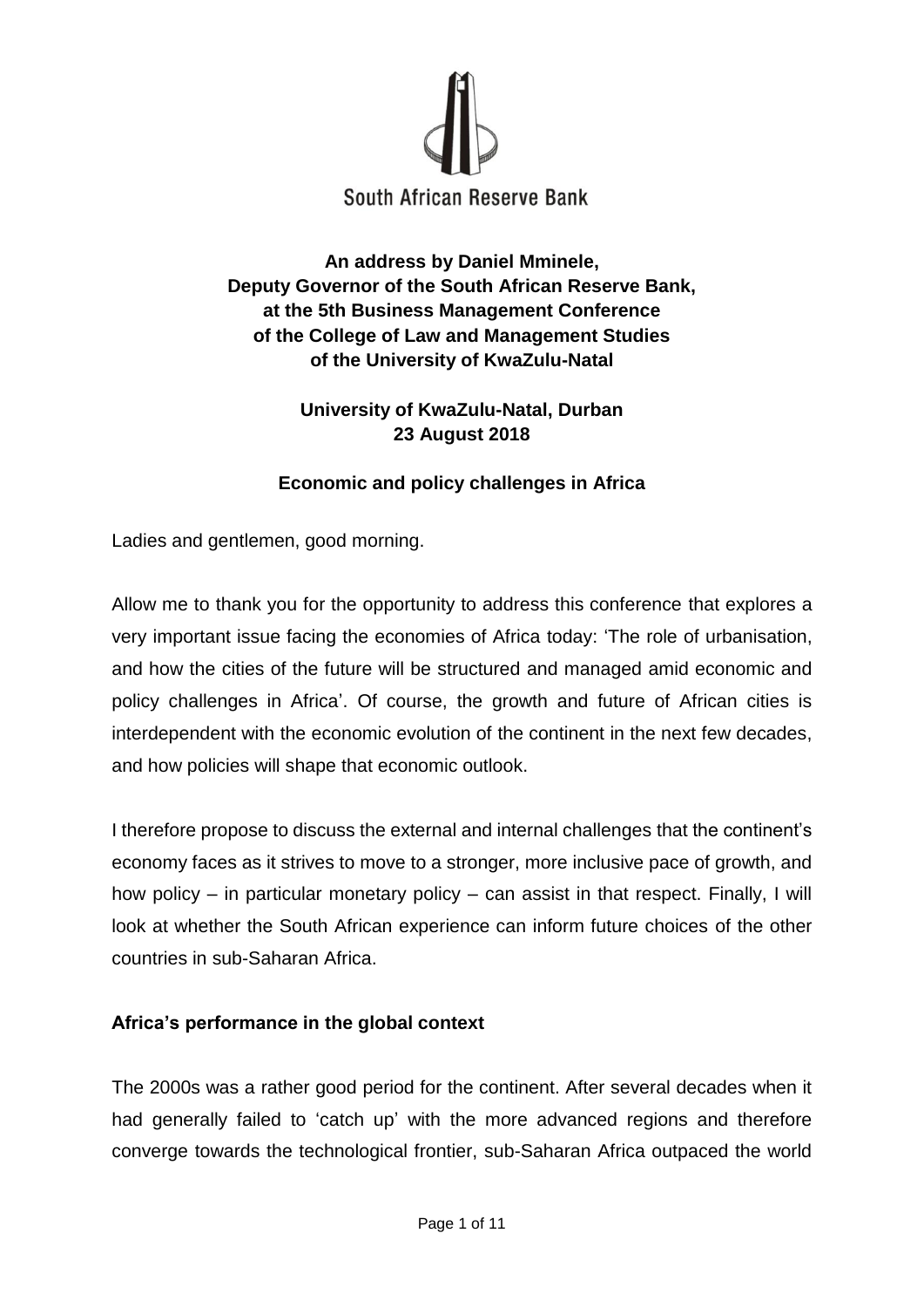South African Reserve Bank

**An address by Daniel Mminele,**
**Deputy Governor of the South African Reserve Bank,**
**at the 5th Business Management Conference**
**of the College of Law and Management Studies**
**of the University of KwaZulu-Natal**

**University of KwaZulu-Natal, Durban**
**23 August 2018**

# Economic and policy challenges in Africa

Ladies and gentlemen, good morning.

Allow me to thank you for the opportunity to address this conference that explores a very important issue facing the economies of Africa today: 'The role of urbanisation, and how the cities of the future will be structured and managed amid economic and policy challenges in Africa'. Of course, the growth and future of African cities is interdependent with the economic evolution of the continent in the next few decades, and how policies will shape that economic outlook.

I therefore propose to discuss the external and internal challenges that the continent's economy faces as it strives to move to a stronger, more inclusive pace of growth, and how policy – in particular monetary policy – can assist in that respect. Finally, I will look at whether the South African experience can inform future choices of the other countries in sub-Saharan Africa.

## Africa's performance in the global context

The 2000s was a rather good period for the continent. After several decades when it had generally failed to 'catch up' with the more advanced regions and therefore converge towards the technological frontier, sub-Saharan Africa outpaced the world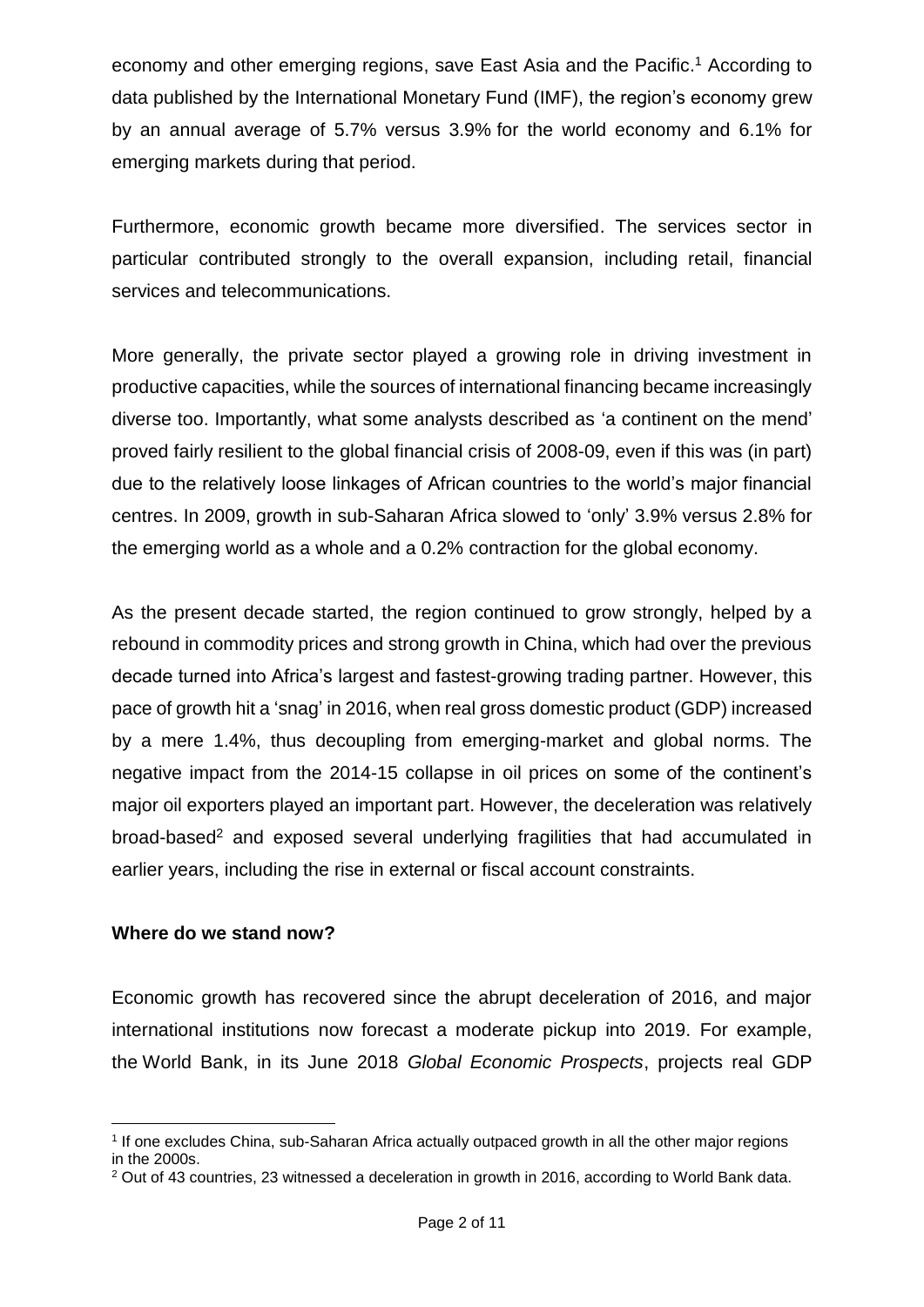economy and other emerging regions, save East Asia and the Pacific.[1] According to data published by the International Monetary Fund (IMF), the region's economy grew by an annual average of 5.7% versus 3.9% for the world economy and 6.1% for emerging markets during that period.

Furthermore, economic growth became more diversified. The services sector in particular contributed strongly to the overall expansion, including retail, financial services and telecommunications.

More generally, the private sector played a growing role in driving investment in productive capacities, while the sources of international financing became increasingly diverse too. Importantly, what some analysts described as 'a continent on the mend' proved fairly resilient to the global financial crisis of 2008-09, even if this was (in part) due to the relatively loose linkages of African countries to the world's major financial centres. In 2009, growth in sub-Saharan Africa slowed to 'only' 3.9% versus 2.8% for the emerging world as a whole and a 0.2% contraction for the global economy.

As the present decade started, the region continued to grow strongly, helped by a rebound in commodity prices and strong growth in China, which had over the previous decade turned into Africa's largest and fastest-growing trading partner. However, this pace of growth hit a 'snag' in 2016, when real gross domestic product (GDP) increased by a mere 1.4%, thus decoupling from emerging-market and global norms. The negative impact from the 2014-15 collapse in oil prices on some of the continent's major oil exporters played an important part. However, the deceleration was relatively broad-based[2] and exposed several underlying fragilities that had accumulated in earlier years, including the rise in external or fiscal account constraints.

**Where do we stand now?**

Economic growth has recovered since the abrupt deceleration of 2016, and major international institutions now forecast a moderate pickup into 2019. For example, the World Bank, in its June 2018 *Global Economic Prospects*, projects real GDP

---

[1] If one excludes China, sub-Saharan Africa actually outpaced growth in all the other major regions in the 2000s.

[2] Out of 43 countries, 23 witnessed a deceleration in growth in 2016, according to World Bank data.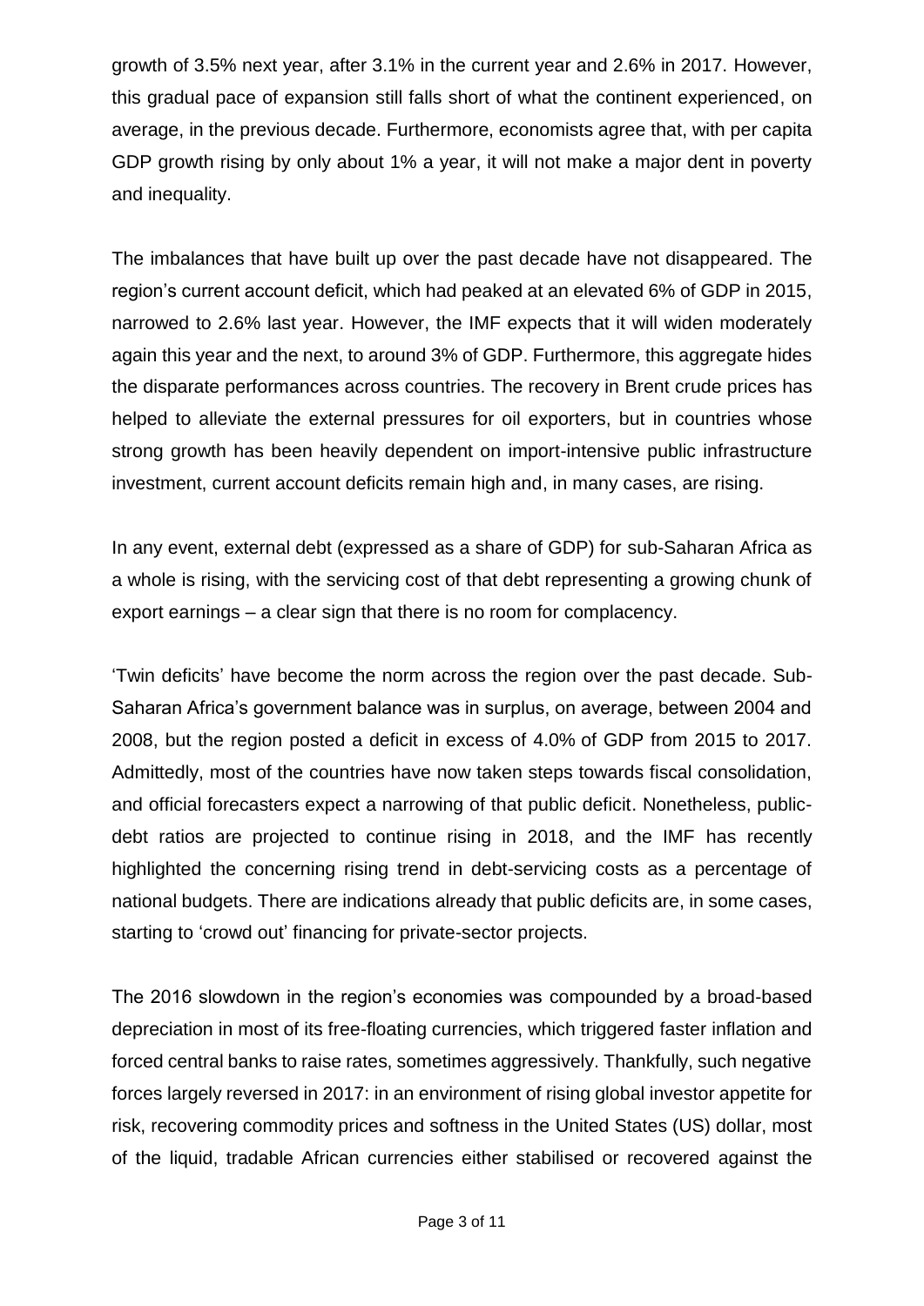growth of 3.5% next year, after 3.1% in the current year and 2.6% in 2017. However, this gradual pace of expansion still falls short of what the continent experienced, on average, in the previous decade. Furthermore, economists agree that, with per capita GDP growth rising by only about 1% a year, it will not make a major dent in poverty and inequality.

The imbalances that have built up over the past decade have not disappeared. The region's current account deficit, which had peaked at an elevated 6% of GDP in 2015, narrowed to 2.6% last year. However, the IMF expects that it will widen moderately again this year and the next, to around 3% of GDP. Furthermore, this aggregate hides the disparate performances across countries. The recovery in Brent crude prices has helped to alleviate the external pressures for oil exporters, but in countries whose strong growth has been heavily dependent on import-intensive public infrastructure investment, current account deficits remain high and, in many cases, are rising.

In any event, external debt (expressed as a share of GDP) for sub-Saharan Africa as a whole is rising, with the servicing cost of that debt representing a growing chunk of export earnings – a clear sign that there is no room for complacency.

'Twin deficits' have become the norm across the region over the past decade. Sub-Saharan Africa's government balance was in surplus, on average, between 2004 and 2008, but the region posted a deficit in excess of 4.0% of GDP from 2015 to 2017. Admittedly, most of the countries have now taken steps towards fiscal consolidation, and official forecasters expect a narrowing of that public deficit. Nonetheless, public-debt ratios are projected to continue rising in 2018, and the IMF has recently highlighted the concerning rising trend in debt-servicing costs as a percentage of national budgets. There are indications already that public deficits are, in some cases, starting to 'crowd out' financing for private-sector projects.

The 2016 slowdown in the region's economies was compounded by a broad-based depreciation in most of its free-floating currencies, which triggered faster inflation and forced central banks to raise rates, sometimes aggressively. Thankfully, such negative forces largely reversed in 2017: in an environment of rising global investor appetite for risk, recovering commodity prices and softness in the United States (US) dollar, most of the liquid, tradable African currencies either stabilised or recovered against the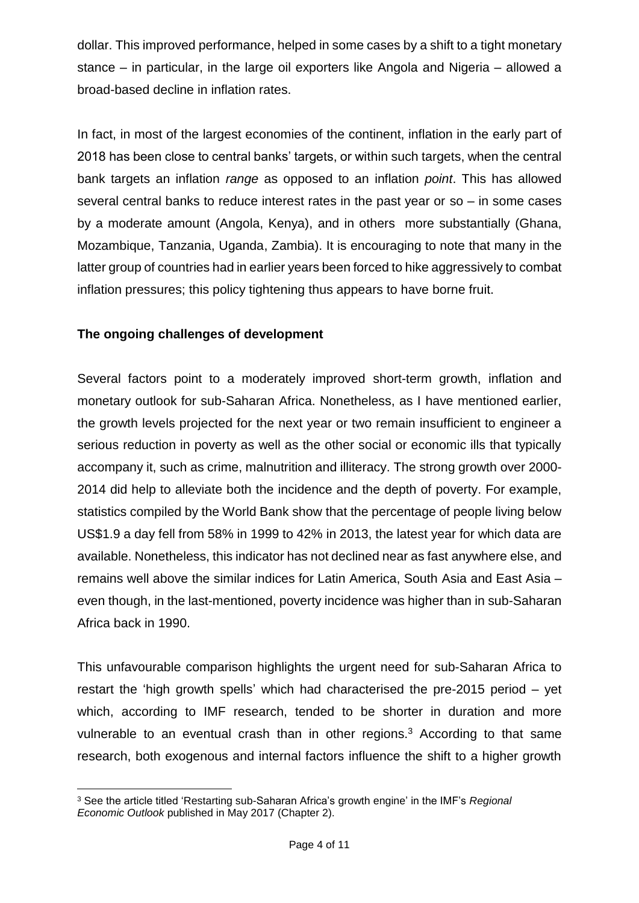dollar. This improved performance, helped in some cases by a shift to a tight monetary stance – in particular, in the large oil exporters like Angola and Nigeria – allowed a broad-based decline in inflation rates.

In fact, in most of the largest economies of the continent, inflation in the early part of 2018 has been close to central banks' targets, or within such targets, when the central bank targets an inflation *range* as opposed to an inflation *point*. This has allowed several central banks to reduce interest rates in the past year or so – in some cases by a moderate amount (Angola, Kenya), and in others more substantially (Ghana, Mozambique, Tanzania, Uganda, Zambia). It is encouraging to note that many in the latter group of countries had in earlier years been forced to hike aggressively to combat inflation pressures; this policy tightening thus appears to have borne fruit.

**The ongoing challenges of development**

Several factors point to a moderately improved short-term growth, inflation and monetary outlook for sub-Saharan Africa. Nonetheless, as I have mentioned earlier, the growth levels projected for the next year or two remain insufficient to engineer a serious reduction in poverty as well as the other social or economic ills that typically accompany it, such as crime, malnutrition and illiteracy. The strong growth over 2000-2014 did help to alleviate both the incidence and the depth of poverty. For example, statistics compiled by the World Bank show that the percentage of people living below US$1.9 a day fell from 58% in 1999 to 42% in 2013, the latest year for which data are available. Nonetheless, this indicator has not declined near as fast anywhere else, and remains well above the similar indices for Latin America, South Asia and East Asia – even though, in the last-mentioned, poverty incidence was higher than in sub-Saharan Africa back in 1990.

This unfavourable comparison highlights the urgent need for sub-Saharan Africa to restart the 'high growth spells' which had characterised the pre-2015 period – yet which, according to IMF research, tended to be shorter in duration and more vulnerable to an eventual crash than in other regions.[3] According to that same research, both exogenous and internal factors influence the shift to a higher growth

[3] See the article titled 'Restarting sub-Saharan Africa's growth engine' in the IMF's *Regional Economic Outlook* published in May 2017 (Chapter 2).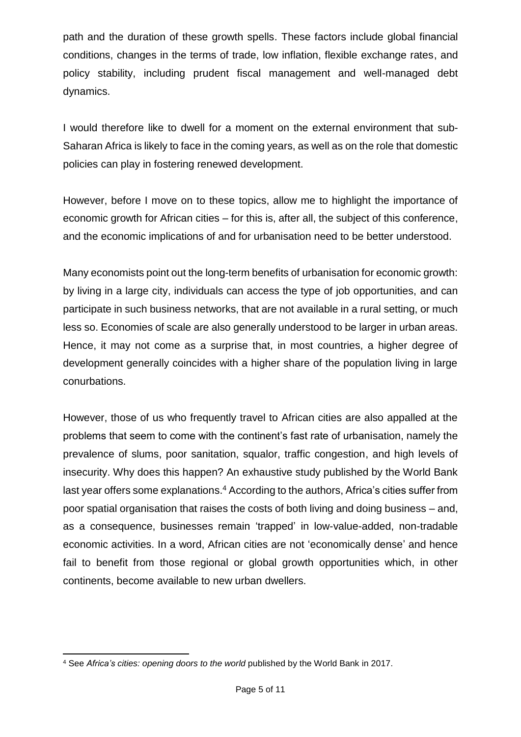path and the duration of these growth spells. These factors include global financial conditions, changes in the terms of trade, low inflation, flexible exchange rates, and policy stability, including prudent fiscal management and well-managed debt dynamics.

I would therefore like to dwell for a moment on the external environment that sub-Saharan Africa is likely to face in the coming years, as well as on the role that domestic policies can play in fostering renewed development.

However, before I move on to these topics, allow me to highlight the importance of economic growth for African cities – for this is, after all, the subject of this conference, and the economic implications of and for urbanisation need to be better understood.

Many economists point out the long-term benefits of urbanisation for economic growth: by living in a large city, individuals can access the type of job opportunities, and can participate in such business networks, that are not available in a rural setting, or much less so. Economies of scale are also generally understood to be larger in urban areas. Hence, it may not come as a surprise that, in most countries, a higher degree of development generally coincides with a higher share of the population living in large conurbations.

However, those of us who frequently travel to African cities are also appalled at the problems that seem to come with the continent's fast rate of urbanisation, namely the prevalence of slums, poor sanitation, squalor, traffic congestion, and high levels of insecurity. Why does this happen? An exhaustive study published by the World Bank last year offers some explanations.[4] According to the authors, Africa's cities suffer from poor spatial organisation that raises the costs of both living and doing business – and, as a consequence, businesses remain 'trapped' in low-value-added, non-tradable economic activities. In a word, African cities are not 'economically dense' and hence fail to benefit from those regional or global growth opportunities which, in other continents, become available to new urban dwellers.

[4] See *Africa's cities: opening doors to the world* published by the World Bank in 2017.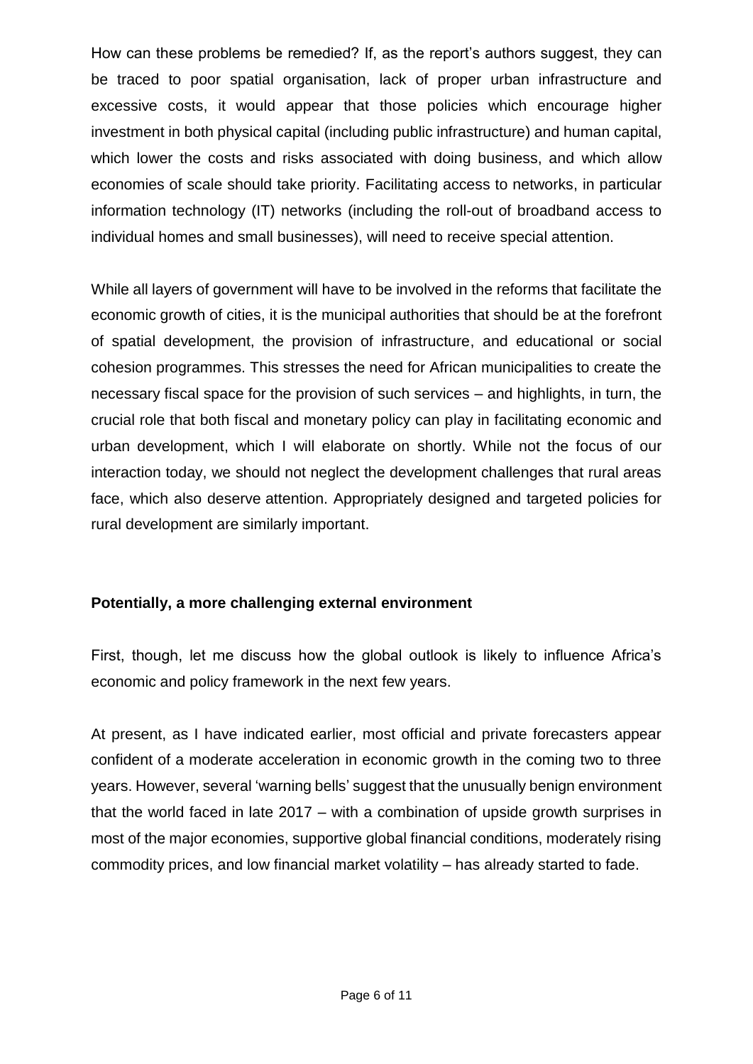How can these problems be remedied? If, as the report's authors suggest, they can be traced to poor spatial organisation, lack of proper urban infrastructure and excessive costs, it would appear that those policies which encourage higher investment in both physical capital (including public infrastructure) and human capital, which lower the costs and risks associated with doing business, and which allow economies of scale should take priority. Facilitating access to networks, in particular information technology (IT) networks (including the roll-out of broadband access to individual homes and small businesses), will need to receive special attention.

While all layers of government will have to be involved in the reforms that facilitate the economic growth of cities, it is the municipal authorities that should be at the forefront of spatial development, the provision of infrastructure, and educational or social cohesion programmes. This stresses the need for African municipalities to create the necessary fiscal space for the provision of such services – and highlights, in turn, the crucial role that both fiscal and monetary policy can play in facilitating economic and urban development, which I will elaborate on shortly. While not the focus of our interaction today, we should not neglect the development challenges that rural areas face, which also deserve attention. Appropriately designed and targeted policies for rural development are similarly important.

**Potentially, a more challenging external environment**

First, though, let me discuss how the global outlook is likely to influence Africa's economic and policy framework in the next few years.

At present, as I have indicated earlier, most official and private forecasters appear confident of a moderate acceleration in economic growth in the coming two to three years. However, several 'warning bells' suggest that the unusually benign environment that the world faced in late 2017 – with a combination of upside growth surprises in most of the major economies, supportive global financial conditions, moderately rising commodity prices, and low financial market volatility – has already started to fade.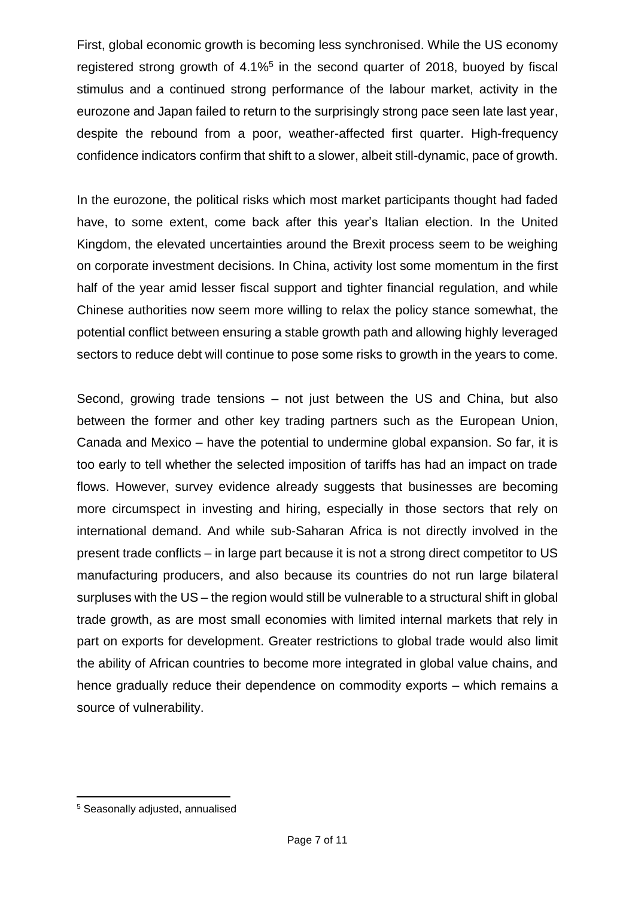First, global economic growth is becoming less synchronised. While the US economy registered strong growth of 4.1%[5] in the second quarter of 2018, buoyed by fiscal stimulus and a continued strong performance of the labour market, activity in the eurozone and Japan failed to return to the surprisingly strong pace seen late last year, despite the rebound from a poor, weather-affected first quarter. High-frequency confidence indicators confirm that shift to a slower, albeit still-dynamic, pace of growth.

In the eurozone, the political risks which most market participants thought had faded have, to some extent, come back after this year's Italian election. In the United Kingdom, the elevated uncertainties around the Brexit process seem to be weighing on corporate investment decisions. In China, activity lost some momentum in the first half of the year amid lesser fiscal support and tighter financial regulation, and while Chinese authorities now seem more willing to relax the policy stance somewhat, the potential conflict between ensuring a stable growth path and allowing highly leveraged sectors to reduce debt will continue to pose some risks to growth in the years to come.

Second, growing trade tensions – not just between the US and China, but also between the former and other key trading partners such as the European Union, Canada and Mexico – have the potential to undermine global expansion. So far, it is too early to tell whether the selected imposition of tariffs has had an impact on trade flows. However, survey evidence already suggests that businesses are becoming more circumspect in investing and hiring, especially in those sectors that rely on international demand. And while sub-Saharan Africa is not directly involved in the present trade conflicts – in large part because it is not a strong direct competitor to US manufacturing producers, and also because its countries do not run large bilateral surpluses with the US – the region would still be vulnerable to a structural shift in global trade growth, as are most small economies with limited internal markets that rely in part on exports for development. Greater restrictions to global trade would also limit the ability of African countries to become more integrated in global value chains, and hence gradually reduce their dependence on commodity exports – which remains a source of vulnerability.

[5] Seasonally adjusted, annualised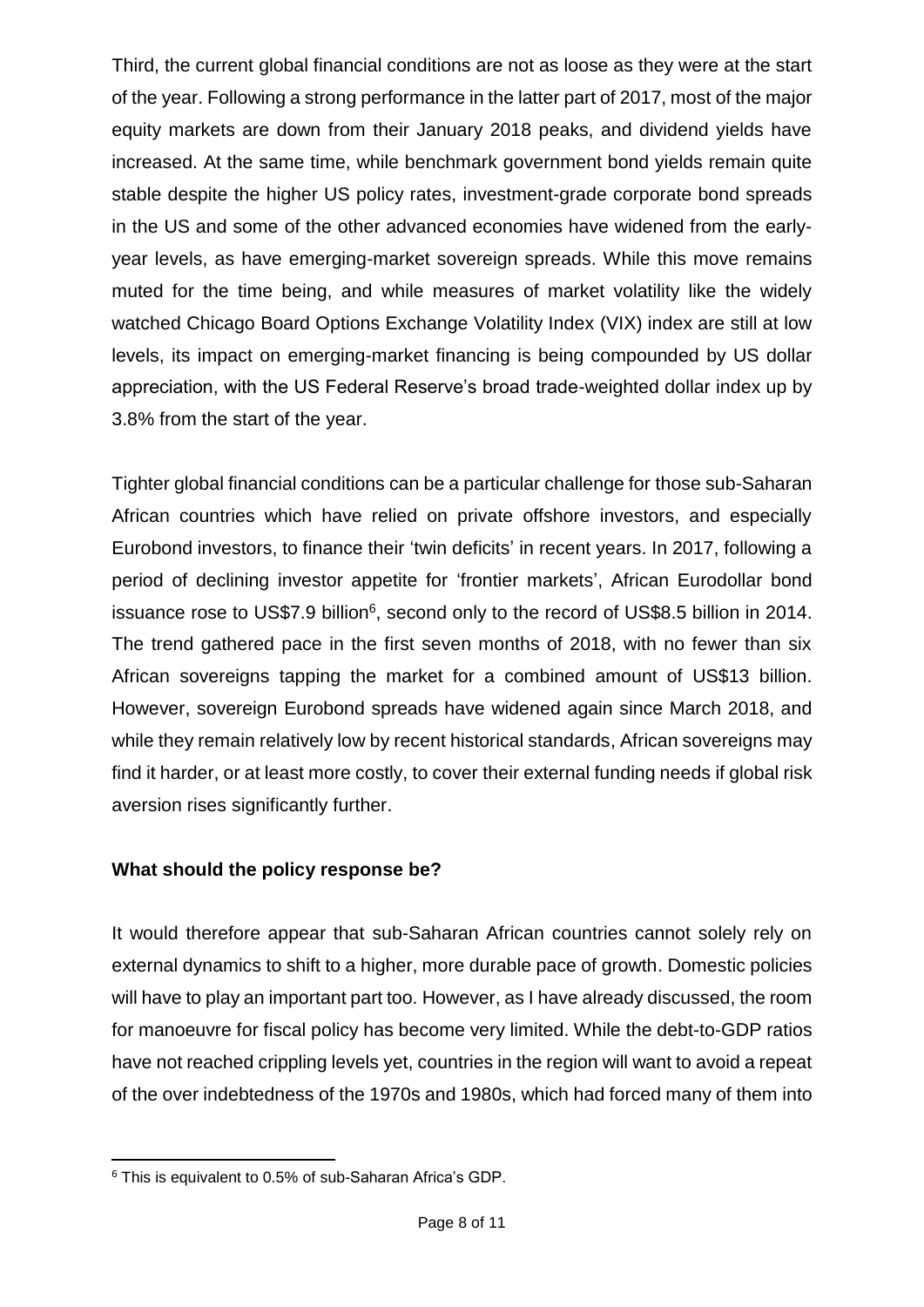Third, the current global financial conditions are not as loose as they were at the start of the year. Following a strong performance in the latter part of 2017, most of the major equity markets are down from their January 2018 peaks, and dividend yields have increased. At the same time, while benchmark government bond yields remain quite stable despite the higher US policy rates, investment-grade corporate bond spreads in the US and some of the other advanced economies have widened from the early-year levels, as have emerging-market sovereign spreads. While this move remains muted for the time being, and while measures of market volatility like the widely watched Chicago Board Options Exchange Volatility Index (VIX) index are still at low levels, its impact on emerging-market financing is being compounded by US dollar appreciation, with the US Federal Reserve's broad trade-weighted dollar index up by 3.8% from the start of the year.

Tighter global financial conditions can be a particular challenge for those sub-Saharan African countries which have relied on private offshore investors, and especially Eurobond investors, to finance their 'twin deficits' in recent years. In 2017, following a period of declining investor appetite for 'frontier markets', African Eurodollar bond issuance rose to US$7.9 billion[6], second only to the record of US$8.5 billion in 2014. The trend gathered pace in the first seven months of 2018, with no fewer than six African sovereigns tapping the market for a combined amount of US$13 billion. However, sovereign Eurobond spreads have widened again since March 2018, and while they remain relatively low by recent historical standards, African sovereigns may find it harder, or at least more costly, to cover their external funding needs if global risk aversion rises significantly further.

**What should the policy response be?**

It would therefore appear that sub-Saharan African countries cannot solely rely on external dynamics to shift to a higher, more durable pace of growth. Domestic policies will have to play an important part too. However, as I have already discussed, the room for manoeuvre for fiscal policy has become very limited. While the debt-to-GDP ratios have not reached crippling levels yet, countries in the region will want to avoid a repeat of the over indebtedness of the 1970s and 1980s, which had forced many of them into

[6] This is equivalent to 0.5% of sub-Saharan Africa's GDP.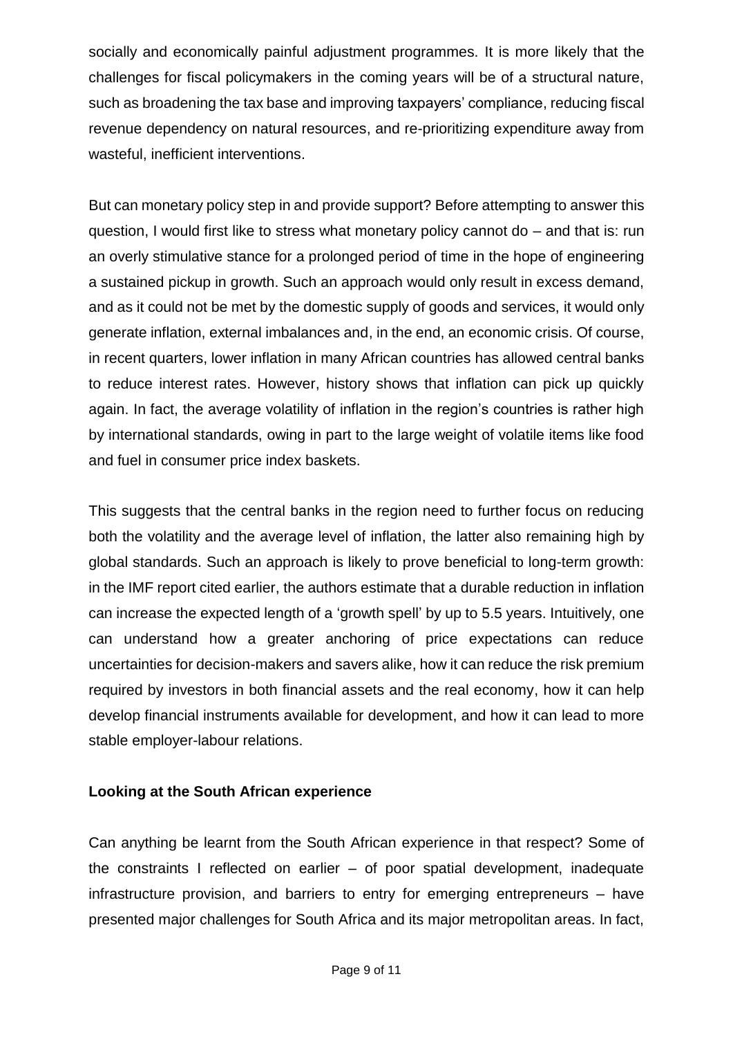socially and economically painful adjustment programmes. It is more likely that the challenges for fiscal policymakers in the coming years will be of a structural nature, such as broadening the tax base and improving taxpayers' compliance, reducing fiscal revenue dependency on natural resources, and re-prioritizing expenditure away from wasteful, inefficient interventions.

But can monetary policy step in and provide support? Before attempting to answer this question, I would first like to stress what monetary policy cannot do – and that is: run an overly stimulative stance for a prolonged period of time in the hope of engineering a sustained pickup in growth. Such an approach would only result in excess demand, and as it could not be met by the domestic supply of goods and services, it would only generate inflation, external imbalances and, in the end, an economic crisis. Of course, in recent quarters, lower inflation in many African countries has allowed central banks to reduce interest rates. However, history shows that inflation can pick up quickly again. In fact, the average volatility of inflation in the region's countries is rather high by international standards, owing in part to the large weight of volatile items like food and fuel in consumer price index baskets.

This suggests that the central banks in the region need to further focus on reducing both the volatility and the average level of inflation, the latter also remaining high by global standards. Such an approach is likely to prove beneficial to long-term growth: in the IMF report cited earlier, the authors estimate that a durable reduction in inflation can increase the expected length of a 'growth spell' by up to 5.5 years. Intuitively, one can understand how a greater anchoring of price expectations can reduce uncertainties for decision-makers and savers alike, how it can reduce the risk premium required by investors in both financial assets and the real economy, how it can help develop financial instruments available for development, and how it can lead to more stable employer-labour relations.

**Looking at the South African experience**

Can anything be learnt from the South African experience in that respect? Some of the constraints I reflected on earlier – of poor spatial development, inadequate infrastructure provision, and barriers to entry for emerging entrepreneurs – have presented major challenges for South Africa and its major metropolitan areas. In fact,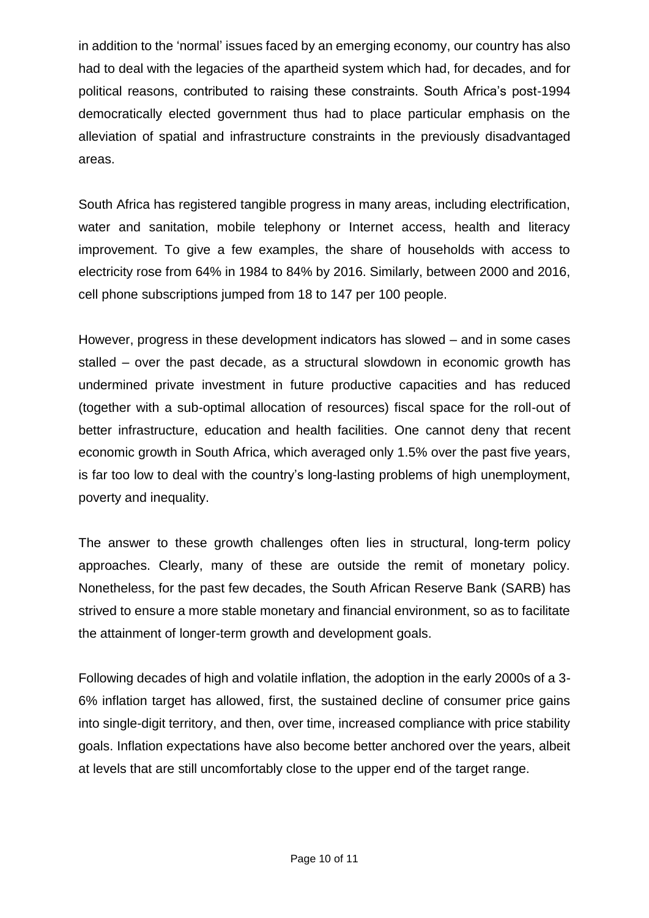in addition to the 'normal' issues faced by an emerging economy, our country has also had to deal with the legacies of the apartheid system which had, for decades, and for political reasons, contributed to raising these constraints. South Africa's post-1994 democratically elected government thus had to place particular emphasis on the alleviation of spatial and infrastructure constraints in the previously disadvantaged areas.

South Africa has registered tangible progress in many areas, including electrification, water and sanitation, mobile telephony or Internet access, health and literacy improvement. To give a few examples, the share of households with access to electricity rose from 64% in 1984 to 84% by 2016. Similarly, between 2000 and 2016, cell phone subscriptions jumped from 18 to 147 per 100 people.

However, progress in these development indicators has slowed – and in some cases stalled – over the past decade, as a structural slowdown in economic growth has undermined private investment in future productive capacities and has reduced (together with a sub-optimal allocation of resources) fiscal space for the roll-out of better infrastructure, education and health facilities. One cannot deny that recent economic growth in South Africa, which averaged only 1.5% over the past five years, is far too low to deal with the country's long-lasting problems of high unemployment, poverty and inequality.

The answer to these growth challenges often lies in structural, long-term policy approaches. Clearly, many of these are outside the remit of monetary policy. Nonetheless, for the past few decades, the South African Reserve Bank (SARB) has strived to ensure a more stable monetary and financial environment, so as to facilitate the attainment of longer-term growth and development goals.

Following decades of high and volatile inflation, the adoption in the early 2000s of a 3-6% inflation target has allowed, first, the sustained decline of consumer price gains into single-digit territory, and then, over time, increased compliance with price stability goals. Inflation expectations have also become better anchored over the years, albeit at levels that are still uncomfortably close to the upper end of the target range.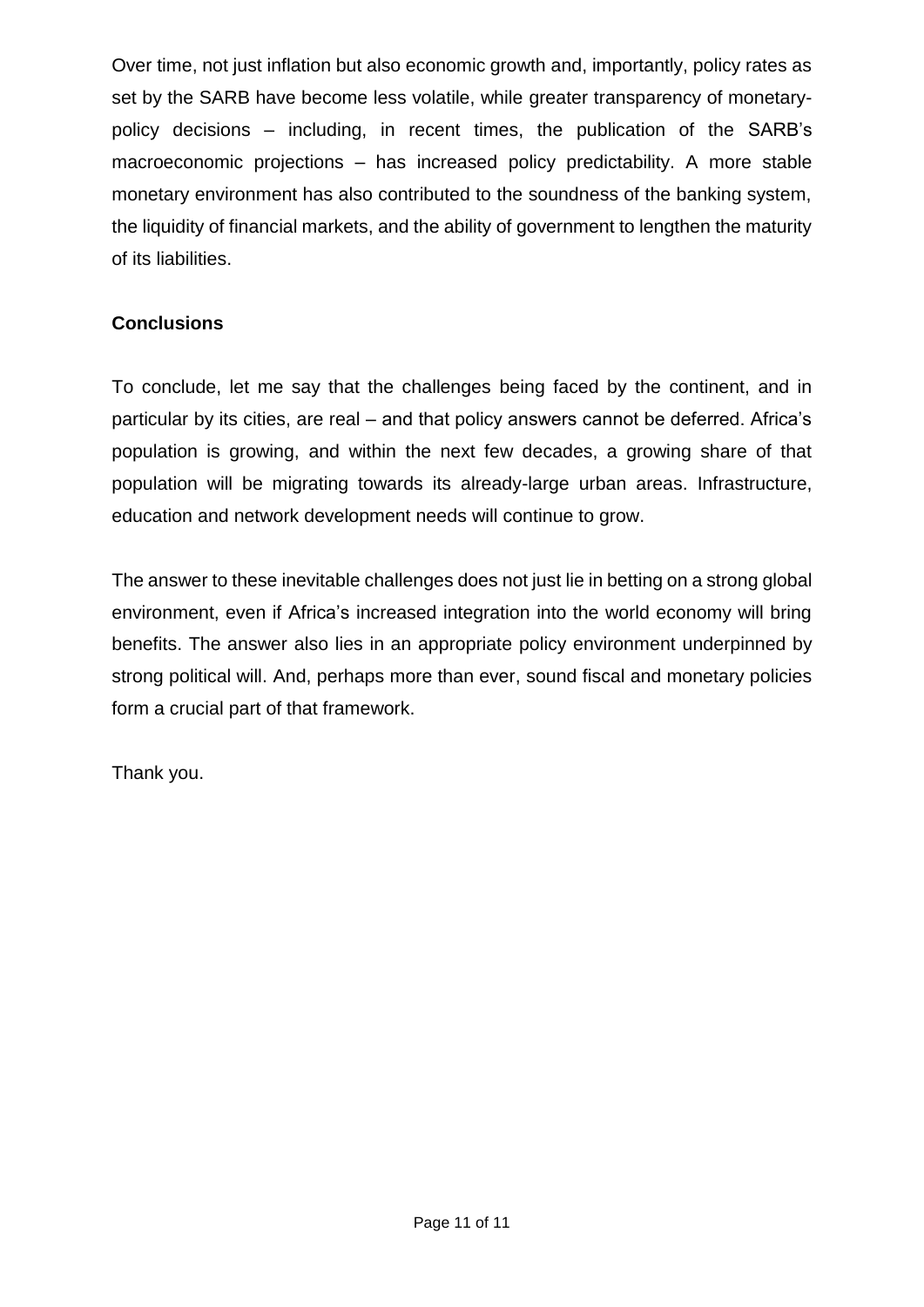Over time, not just inflation but also economic growth and, importantly, policy rates as set by the SARB have become less volatile, while greater transparency of monetary-policy decisions – including, in recent times, the publication of the SARB's macroeconomic projections – has increased policy predictability. A more stable monetary environment has also contributed to the soundness of the banking system, the liquidity of financial markets, and the ability of government to lengthen the maturity of its liabilities.

## Conclusions

To conclude, let me say that the challenges being faced by the continent, and in particular by its cities, are real – and that policy answers cannot be deferred. Africa's population is growing, and within the next few decades, a growing share of that population will be migrating towards its already-large urban areas. Infrastructure, education and network development needs will continue to grow.

The answer to these inevitable challenges does not just lie in betting on a strong global environment, even if Africa's increased integration into the world economy will bring benefits. The answer also lies in an appropriate policy environment underpinned by strong political will. And, perhaps more than ever, sound fiscal and monetary policies form a crucial part of that framework.

Thank you.